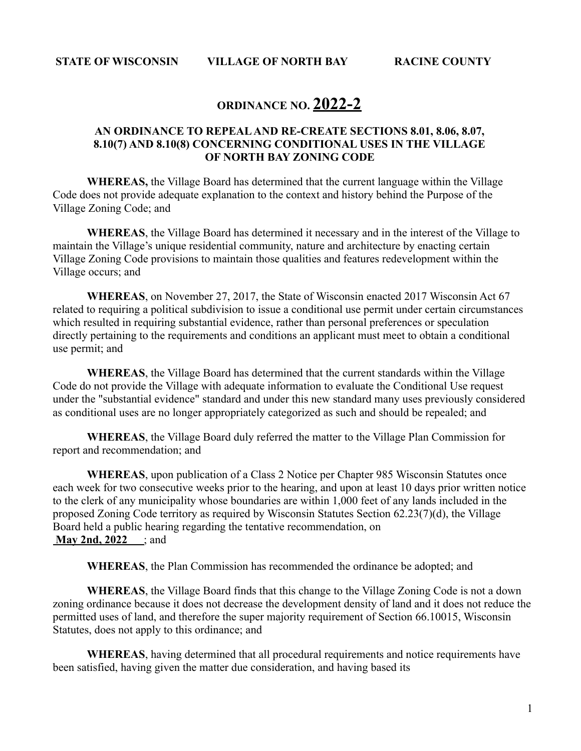**STATE OF WISCONSIN VILLAGE OF NORTH BAY RACINE COUNTY**

# ORDINANCE NO. 2022-2

## AN ORDINANCE TO REPEAL AND RE-CREATE SECTIONS 8.01, 8.06, 8.07, 8.10(7) AND 8.10(8) CONCERNING CONDITIONAL USES IN THE VILLAGE OF NORTH BAY ZONING CODE

**WHEREAS,** the Village Board has determined that the current language within the Village Code does not provide adequate explanation to the context and history behind the Purpose of the Village Zoning Code; and

**WHEREAS**, the Village Board has determined it necessary and in the interest of the Village to maintain the Village's unique residential community, nature and architecture by enacting certain Village Zoning Code provisions to maintain those qualities and features redevelopment within the Village occurs; and

**WHEREAS**, on November 27, 2017, the State of Wisconsin enacted 2017 Wisconsin Act 67 related to requiring a political subdivision to issue a conditional use permit under certain circumstances which resulted in requiring substantial evidence, rather than personal preferences or speculation directly pertaining to the requirements and conditions an applicant must meet to obtain a conditional use permit; and

**WHEREAS**, the Village Board has determined that the current standards within the Village Code do not provide the Village with adequate information to evaluate the Conditional Use request under the "substantial evidence" standard and under this new standard many uses previously considered as conditional uses are no longer appropriately categorized as such and should be repealed; and

**WHEREAS**, the Village Board duly referred the matter to the Village Plan Commission for report and recommendation; and

**WHEREAS**, upon publication of a Class 2 Notice per Chapter 985 Wisconsin Statutes once each week for two consecutive weeks prior to the hearing, and upon at least 10 days prior written notice to the clerk of any municipality whose boundaries are within 1,000 feet of any lands included in the proposed Zoning Code territory as required by Wisconsin Statutes Section 62.23(7)(d), the Village Board held a public hearing regarding the tentative recommendation, on **May 2nd, 2022**; and

**WHEREAS**, the Plan Commission has recommended the ordinance be adopted; and

**WHEREAS**, the Village Board finds that this change to the Village Zoning Code is not a down zoning ordinance because it does not decrease the development density of land and it does not reduce the permitted uses of land, and therefore the super majority requirement of Section 66.10015, Wisconsin Statutes, does not apply to this ordinance; and

**WHEREAS**, having determined that all procedural requirements and notice requirements have been satisfied, having given the matter due consideration, and having based its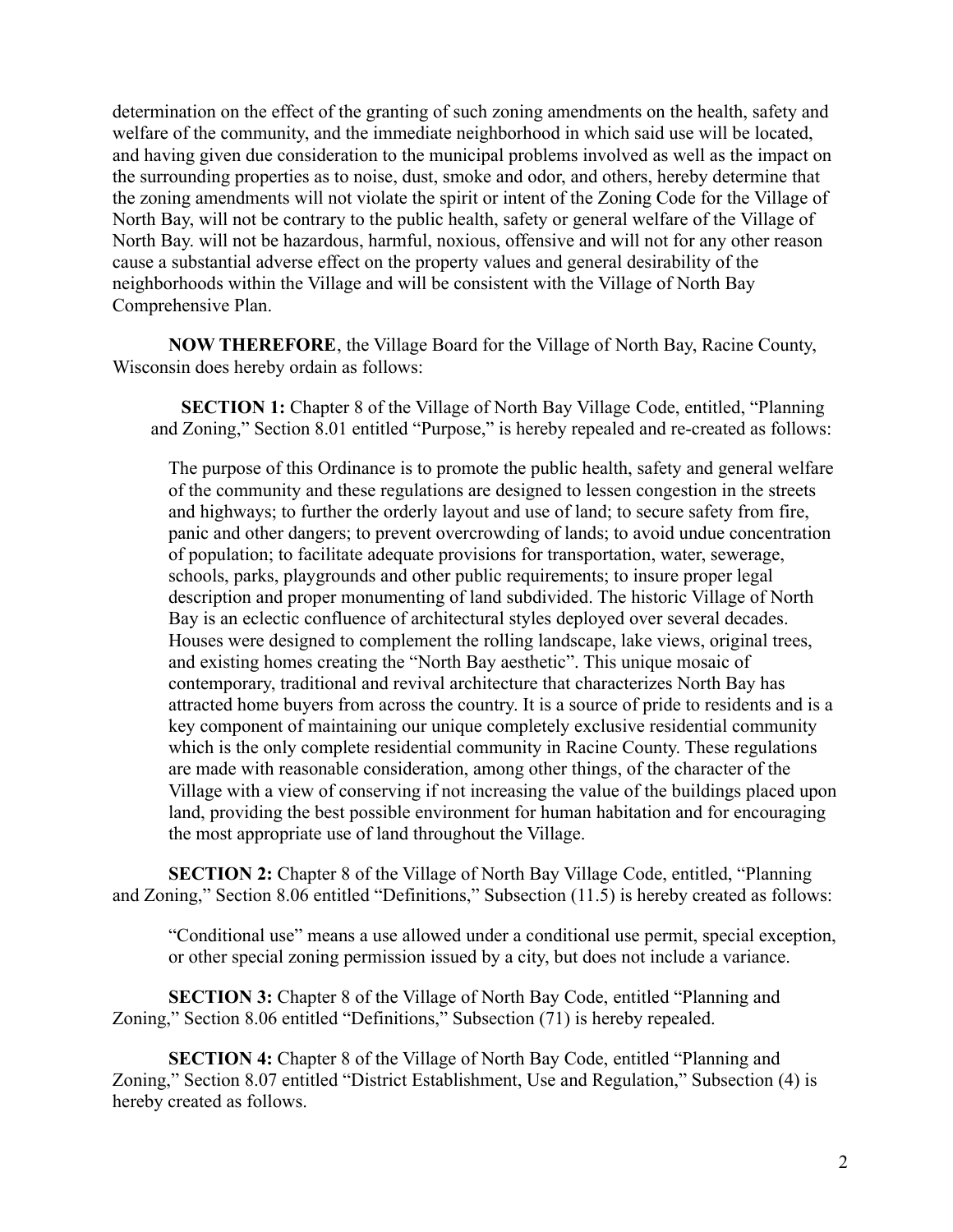determination on the effect of the granting of such zoning amendments on the health, safety and welfare of the community, and the immediate neighborhood in which said use will be located, and having given due consideration to the municipal problems involved as well as the impact on the surrounding properties as to noise, dust, smoke and odor, and others, hereby determine that the zoning amendments will not violate the spirit or intent of the Zoning Code for the Village of North Bay, will not be contrary to the public health, safety or general welfare of the Village of North Bay. will not be hazardous, harmful, noxious, offensive and will not for any other reason cause a substantial adverse effect on the property values and general desirability of the neighborhoods within the Village and will be consistent with the Village of North Bay Comprehensive Plan.

**NOW THEREFORE**, the Village Board for the Village of North Bay, Racine County, Wisconsin does hereby ordain as follows:

**SECTION 1:** Chapter 8 of the Village of North Bay Village Code, entitled, "Planning and Zoning," Section 8.01 entitled "Purpose," is hereby repealed and re-created as follows:

> The purpose of this Ordinance is to promote the public health, safety and general welfare of the community and these regulations are designed to lessen congestion in the streets and highways; to further the orderly layout and use of land; to secure safety from fire, panic and other dangers; to prevent overcrowding of lands; to avoid undue concentration of population; to facilitate adequate provisions for transportation, water, sewerage, schools, parks, playgrounds and other public requirements; to insure proper legal description and proper monumenting of land subdivided. The historic Village of North Bay is an eclectic confluence of architectural styles deployed over several decades. Houses were designed to complement the rolling landscape, lake views, original trees, and existing homes creating the "North Bay aesthetic". This unique mosaic of contemporary, traditional and revival architecture that characterizes North Bay has attracted home buyers from across the country. It is a source of pride to residents and is a key component of maintaining our unique completely exclusive residential community which is the only complete residential community in Racine County. These regulations are made with reasonable consideration, among other things, of the character of the Village with a view of conserving if not increasing the value of the buildings placed upon land, providing the best possible environment for human habitation and for encouraging the most appropriate use of land throughout the Village.

**SECTION 2:** Chapter 8 of the Village of North Bay Village Code, entitled, "Planning and Zoning," Section 8.06 entitled "Definitions," Subsection (11.5) is hereby created as follows:

> "Conditional use" means a use allowed under a conditional use permit, special exception, or other special zoning permission issued by a city, but does not include a variance.

**SECTION 3:** Chapter 8 of the Village of North Bay Code, entitled "Planning and Zoning," Section 8.06 entitled "Definitions," Subsection (71) is hereby repealed.

**SECTION 4:** Chapter 8 of the Village of North Bay Code, entitled "Planning and Zoning," Section 8.07 entitled "District Establishment, Use and Regulation," Subsection (4) is hereby created as follows.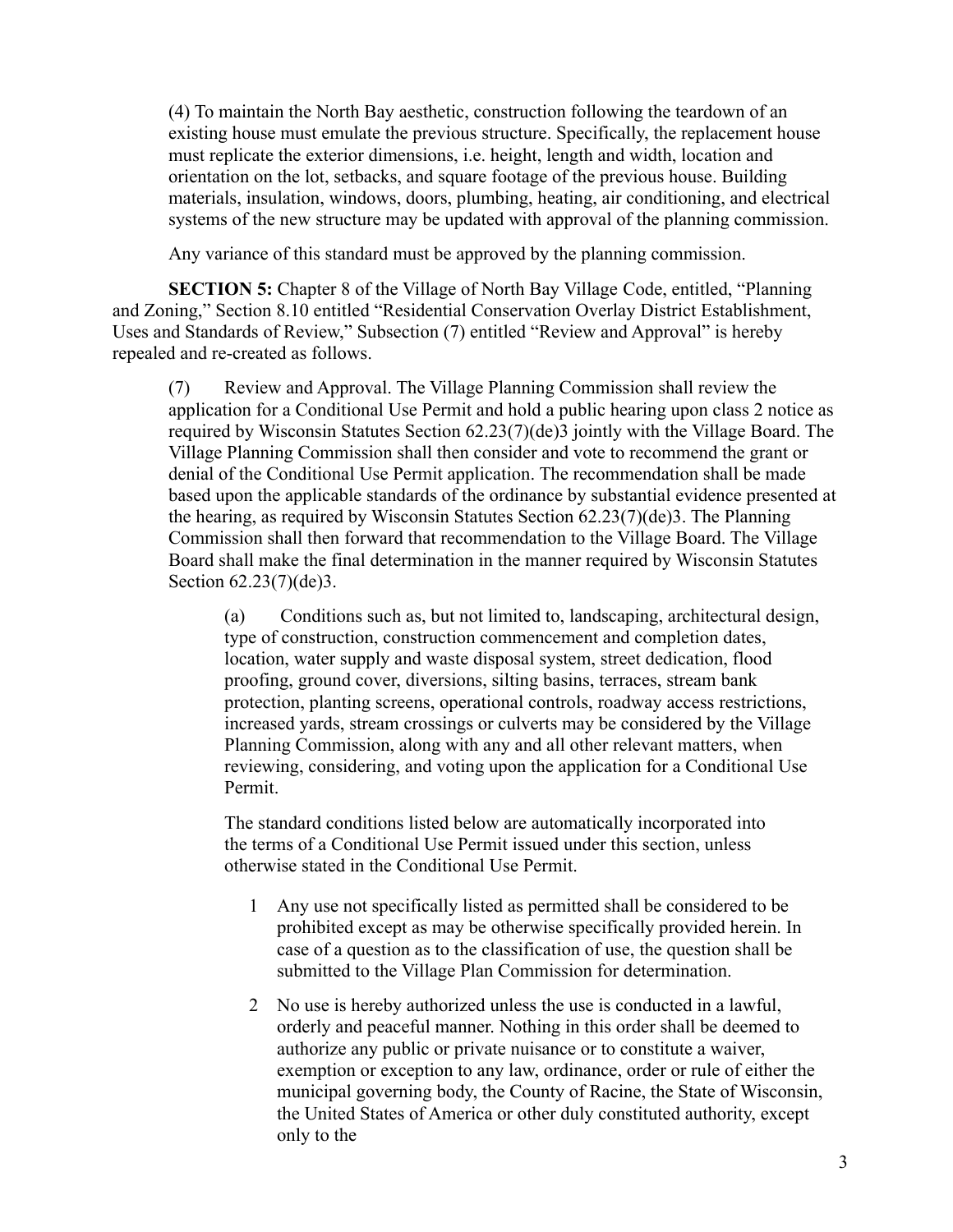(4) To maintain the North Bay aesthetic, construction following the teardown of an existing house must emulate the previous structure. Specifically, the replacement house must replicate the exterior dimensions, i.e. height, length and width, location and orientation on the lot, setbacks, and square footage of the previous house. Building materials, insulation, windows, doors, plumbing, heating, air conditioning, and electrical systems of the new structure may be updated with approval of the planning commission.

Any variance of this standard must be approved by the planning commission.

**SECTION 5:** Chapter 8 of the Village of North Bay Village Code, entitled, "Planning and Zoning," Section 8.10 entitled "Residential Conservation Overlay District Establishment, Uses and Standards of Review," Subsection (7) entitled "Review and Approval" is hereby repealed and re-created as follows.

(7) Review and Approval. The Village Planning Commission shall review the application for a Conditional Use Permit and hold a public hearing upon class 2 notice as required by Wisconsin Statutes Section 62.23(7)(de)3 jointly with the Village Board. The Village Planning Commission shall then consider and vote to recommend the grant or denial of the Conditional Use Permit application. The recommendation shall be made based upon the applicable standards of the ordinance by substantial evidence presented at the hearing, as required by Wisconsin Statutes Section 62.23(7)(de)3. The Planning Commission shall then forward that recommendation to the Village Board. The Village Board shall make the final determination in the manner required by Wisconsin Statutes Section 62.23(7)(de)3.

(a) Conditions such as, but not limited to, landscaping, architectural design, type of construction, construction commencement and completion dates, location, water supply and waste disposal system, street dedication, flood proofing, ground cover, diversions, silting basins, terraces, stream bank protection, planting screens, operational controls, roadway access restrictions, increased yards, stream crossings or culverts may be considered by the Village Planning Commission, along with any and all other relevant matters, when reviewing, considering, and voting upon the application for a Conditional Use Permit.

The standard conditions listed below are automatically incorporated into the terms of a Conditional Use Permit issued under this section, unless otherwise stated in the Conditional Use Permit.

1 Any use not specifically listed as permitted shall be considered to be prohibited except as may be otherwise specifically provided herein. In case of a question as to the classification of use, the question shall be submitted to the Village Plan Commission for determination.

2 No use is hereby authorized unless the use is conducted in a lawful, orderly and peaceful manner. Nothing in this order shall be deemed to authorize any public or private nuisance or to constitute a waiver, exemption or exception to any law, ordinance, order or rule of either the municipal governing body, the County of Racine, the State of Wisconsin, the United States of America or other duly constituted authority, except only to the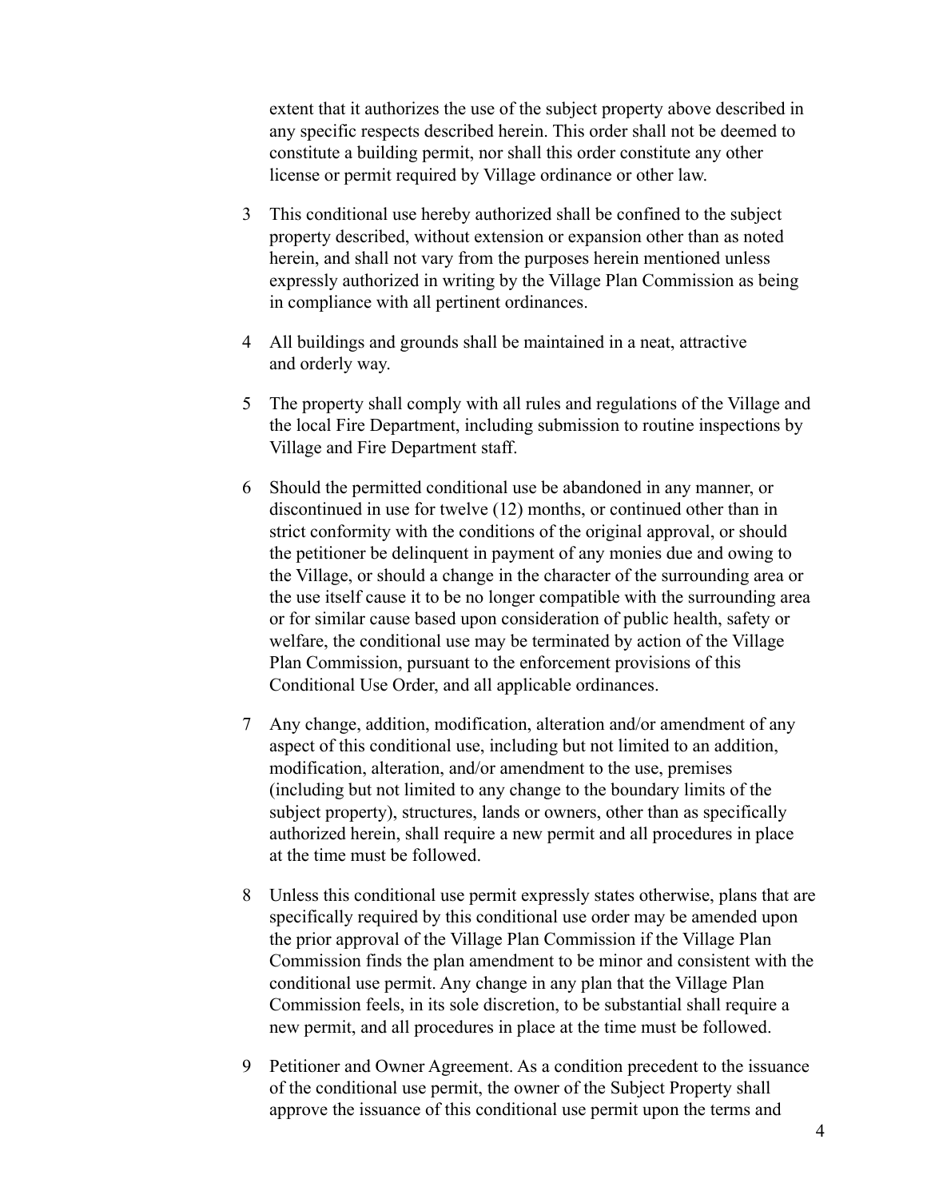extent that it authorizes the use of the subject property above described in any specific respects described herein. This order shall not be deemed to constitute a building permit, nor shall this order constitute any other license or permit required by Village ordinance or other law.

3 This conditional use hereby authorized shall be confined to the subject property described, without extension or expansion other than as noted herein, and shall not vary from the purposes herein mentioned unless expressly authorized in writing by the Village Plan Commission as being in compliance with all pertinent ordinances.

4 All buildings and grounds shall be maintained in a neat, attractive and orderly way.

5 The property shall comply with all rules and regulations of the Village and the local Fire Department, including submission to routine inspections by Village and Fire Department staff.

6 Should the permitted conditional use be abandoned in any manner, or discontinued in use for twelve (12) months, or continued other than in strict conformity with the conditions of the original approval, or should the petitioner be delinquent in payment of any monies due and owing to the Village, or should a change in the character of the surrounding area or the use itself cause it to be no longer compatible with the surrounding area or for similar cause based upon consideration of public health, safety or welfare, the conditional use may be terminated by action of the Village Plan Commission, pursuant to the enforcement provisions of this Conditional Use Order, and all applicable ordinances.

7 Any change, addition, modification, alteration and/or amendment of any aspect of this conditional use, including but not limited to an addition, modification, alteration, and/or amendment to the use, premises (including but not limited to any change to the boundary limits of the subject property), structures, lands or owners, other than as specifically authorized herein, shall require a new permit and all procedures in place at the time must be followed.

8 Unless this conditional use permit expressly states otherwise, plans that are specifically required by this conditional use order may be amended upon the prior approval of the Village Plan Commission if the Village Plan Commission finds the plan amendment to be minor and consistent with the conditional use permit. Any change in any plan that the Village Plan Commission feels, in its sole discretion, to be substantial shall require a new permit, and all procedures in place at the time must be followed.

9 Petitioner and Owner Agreement. As a condition precedent to the issuance of the conditional use permit, the owner of the Subject Property shall approve the issuance of this conditional use permit upon the terms and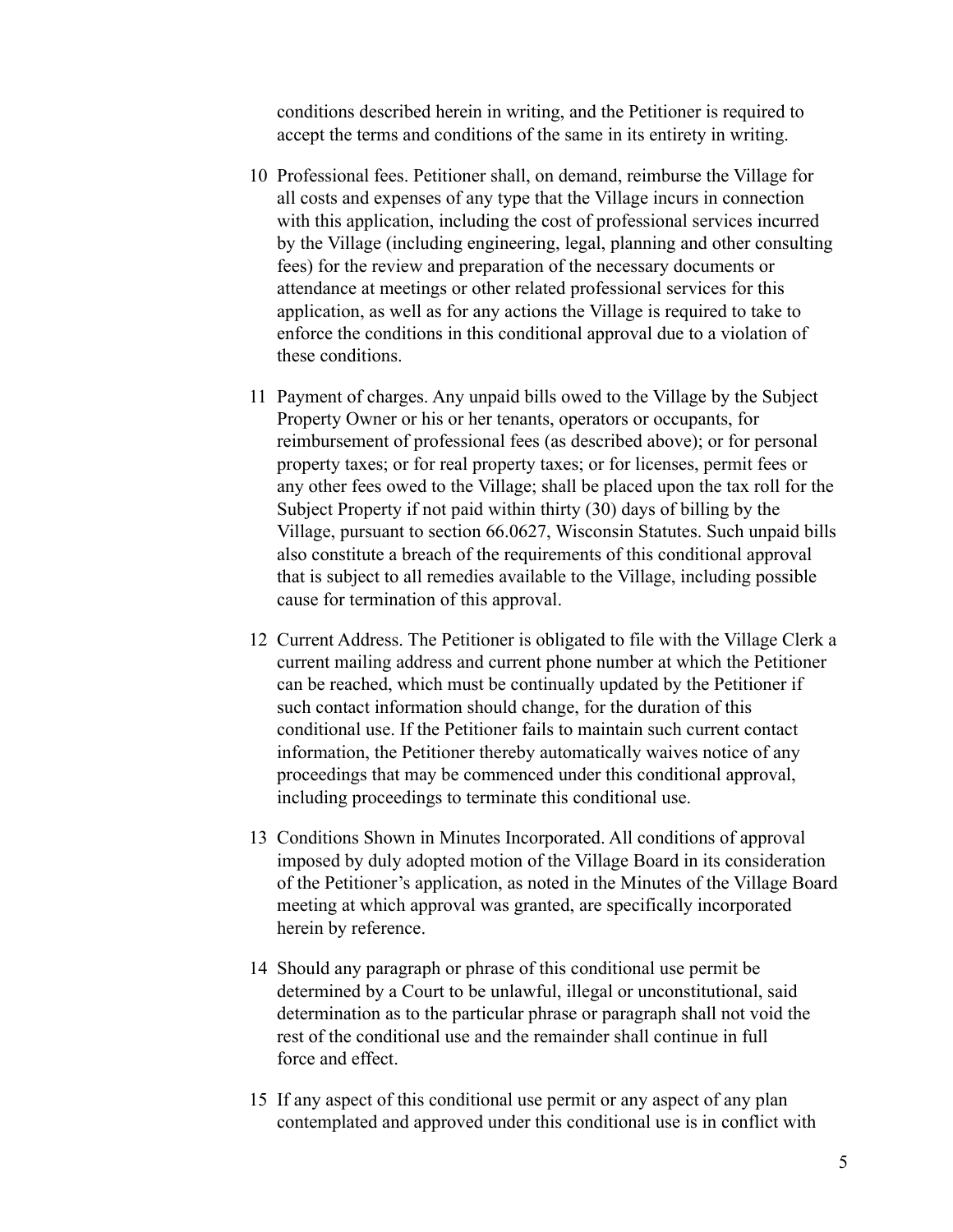conditions described herein in writing, and the Petitioner is required to accept the terms and conditions of the same in its entirety in writing.

10 Professional fees. Petitioner shall, on demand, reimburse the Village for all costs and expenses of any type that the Village incurs in connection with this application, including the cost of professional services incurred by the Village (including engineering, legal, planning and other consulting fees) for the review and preparation of the necessary documents or attendance at meetings or other related professional services for this application, as well as for any actions the Village is required to take to enforce the conditions in this conditional approval due to a violation of these conditions.

11 Payment of charges. Any unpaid bills owed to the Village by the Subject Property Owner or his or her tenants, operators or occupants, for reimbursement of professional fees (as described above); or for personal property taxes; or for real property taxes; or for licenses, permit fees or any other fees owed to the Village; shall be placed upon the tax roll for the Subject Property if not paid within thirty (30) days of billing by the Village, pursuant to section 66.0627, Wisconsin Statutes. Such unpaid bills also constitute a breach of the requirements of this conditional approval that is subject to all remedies available to the Village, including possible cause for termination of this approval.

12 Current Address. The Petitioner is obligated to file with the Village Clerk a current mailing address and current phone number at which the Petitioner can be reached, which must be continually updated by the Petitioner if such contact information should change, for the duration of this conditional use. If the Petitioner fails to maintain such current contact information, the Petitioner thereby automatically waives notice of any proceedings that may be commenced under this conditional approval, including proceedings to terminate this conditional use.

13 Conditions Shown in Minutes Incorporated. All conditions of approval imposed by duly adopted motion of the Village Board in its consideration of the Petitioner's application, as noted in the Minutes of the Village Board meeting at which approval was granted, are specifically incorporated herein by reference.

14 Should any paragraph or phrase of this conditional use permit be determined by a Court to be unlawful, illegal or unconstitutional, said determination as to the particular phrase or paragraph shall not void the rest of the conditional use and the remainder shall continue in full force and effect.

15 If any aspect of this conditional use permit or any aspect of any plan contemplated and approved under this conditional use is in conflict with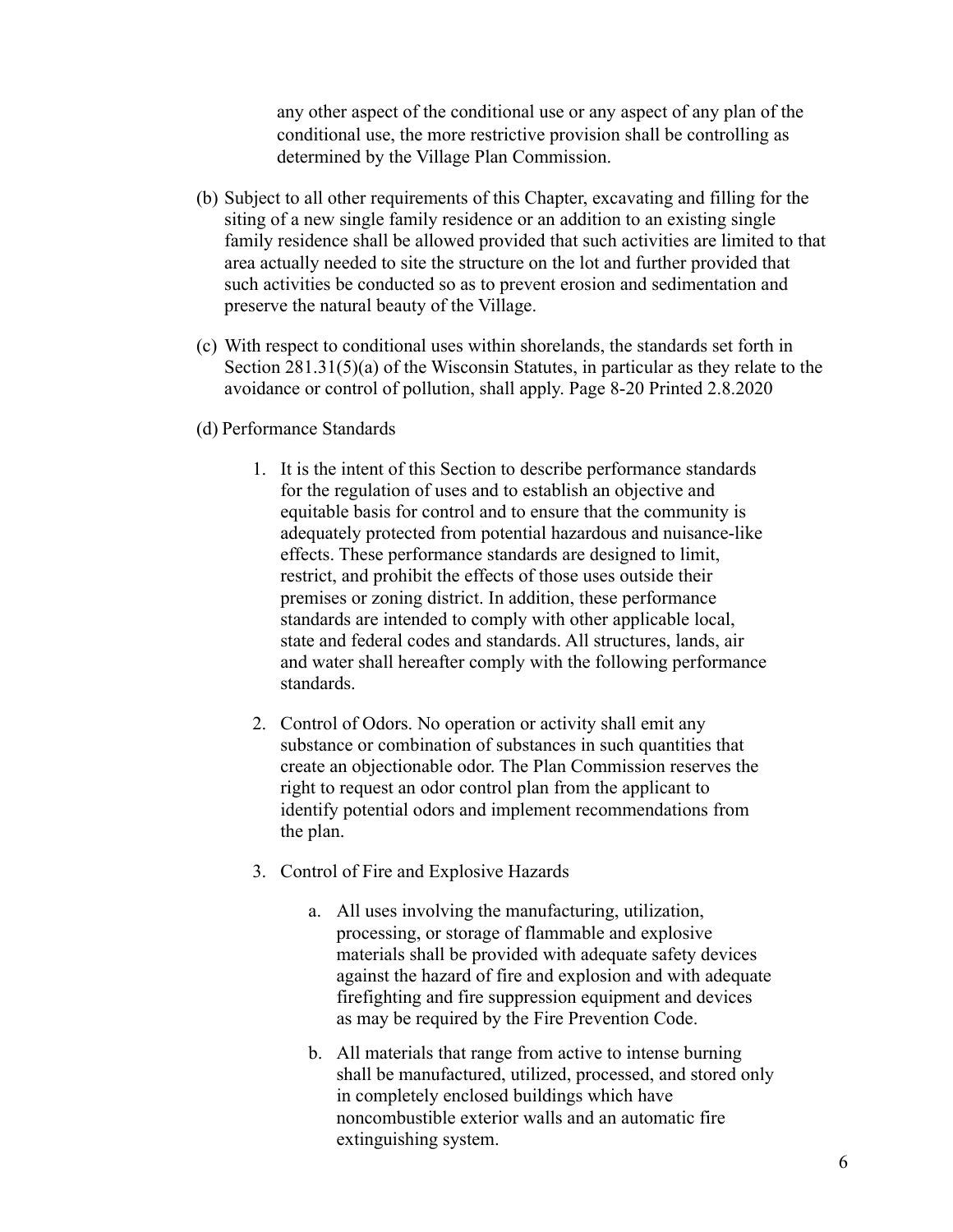any other aspect of the conditional use or any aspect of any plan of the conditional use, the more restrictive provision shall be controlling as determined by the Village Plan Commission.

(b) Subject to all other requirements of this Chapter, excavating and filling for the siting of a new single family residence or an addition to an existing single family residence shall be allowed provided that such activities are limited to that area actually needed to site the structure on the lot and further provided that such activities be conducted so as to prevent erosion and sedimentation and preserve the natural beauty of the Village.

(c) With respect to conditional uses within shorelands, the standards set forth in Section 281.31(5)(a) of the Wisconsin Statutes, in particular as they relate to the avoidance or control of pollution, shall apply. Page 8-20 Printed 2.8.2020

(d) Performance Standards

1. It is the intent of this Section to describe performance standards for the regulation of uses and to establish an objective and equitable basis for control and to ensure that the community is adequately protected from potential hazardous and nuisance-like effects. These performance standards are designed to limit, restrict, and prohibit the effects of those uses outside their premises or zoning district. In addition, these performance standards are intended to comply with other applicable local, state and federal codes and standards. All structures, lands, air and water shall hereafter comply with the following performance standards.

2. Control of Odors. No operation or activity shall emit any substance or combination of substances in such quantities that create an objectionable odor. The Plan Commission reserves the right to request an odor control plan from the applicant to identify potential odors and implement recommendations from the plan.

3. Control of Fire and Explosive Hazards

    a. All uses involving the manufacturing, utilization, processing, or storage of flammable and explosive materials shall be provided with adequate safety devices against the hazard of fire and explosion and with adequate firefighting and fire suppression equipment and devices as may be required by the Fire Prevention Code.

    b. All materials that range from active to intense burning shall be manufactured, utilized, processed, and stored only in completely enclosed buildings which have noncombustible exterior walls and an automatic fire extinguishing system.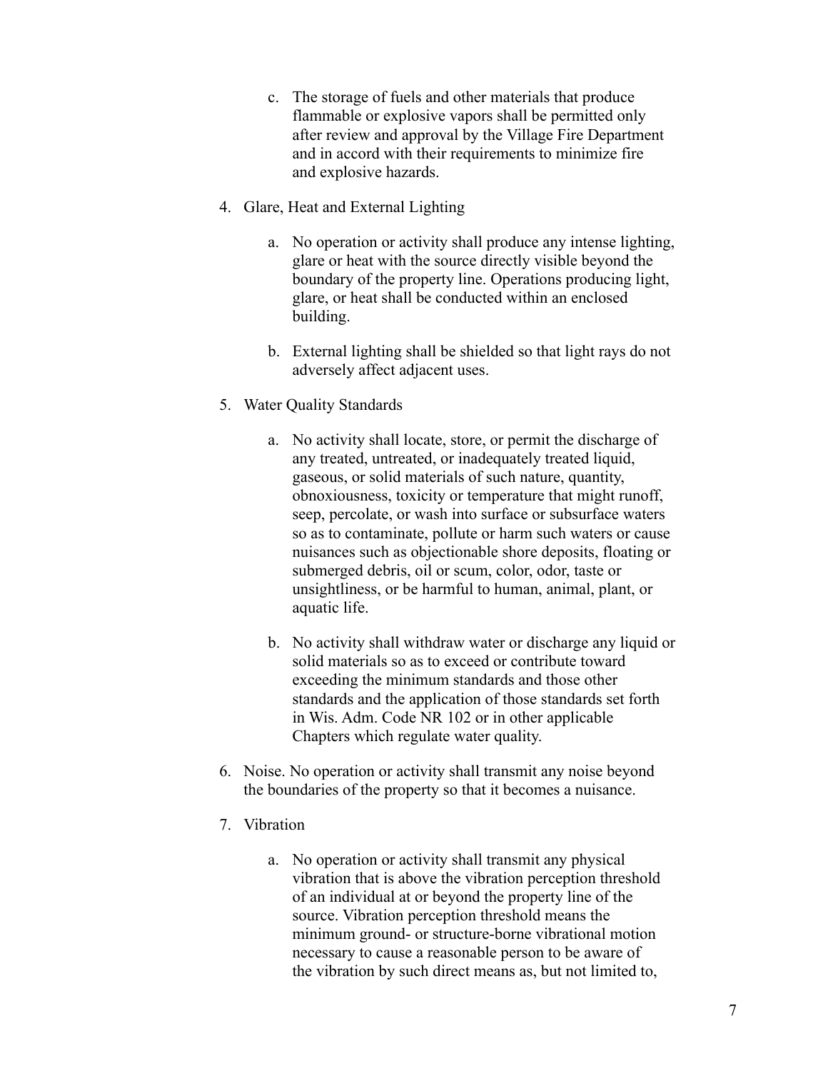c. The storage of fuels and other materials that produce flammable or explosive vapors shall be permitted only after review and approval by the Village Fire Department and in accord with their requirements to minimize fire and explosive hazards.

4. Glare, Heat and External Lighting

    a. No operation or activity shall produce any intense lighting, glare or heat with the source directly visible beyond the boundary of the property line. Operations producing light, glare, or heat shall be conducted within an enclosed building.

    b. External lighting shall be shielded so that light rays do not adversely affect adjacent uses.

5. Water Quality Standards

    a. No activity shall locate, store, or permit the discharge of any treated, untreated, or inadequately treated liquid, gaseous, or solid materials of such nature, quantity, obnoxiousness, toxicity or temperature that might runoff, seep, percolate, or wash into surface or subsurface waters so as to contaminate, pollute or harm such waters or cause nuisances such as objectionable shore deposits, floating or submerged debris, oil or scum, color, odor, taste or unsightliness, or be harmful to human, animal, plant, or aquatic life.

    b. No activity shall withdraw water or discharge any liquid or solid materials so as to exceed or contribute toward exceeding the minimum standards and those other standards and the application of those standards set forth in Wis. Adm. Code NR 102 or in other applicable Chapters which regulate water quality.

6. Noise. No operation or activity shall transmit any noise beyond the boundaries of the property so that it becomes a nuisance.

7. Vibration

    a. No operation or activity shall transmit any physical vibration that is above the vibration perception threshold of an individual at or beyond the property line of the source. Vibration perception threshold means the minimum ground- or structure-borne vibrational motion necessary to cause a reasonable person to be aware of the vibration by such direct means as, but not limited to,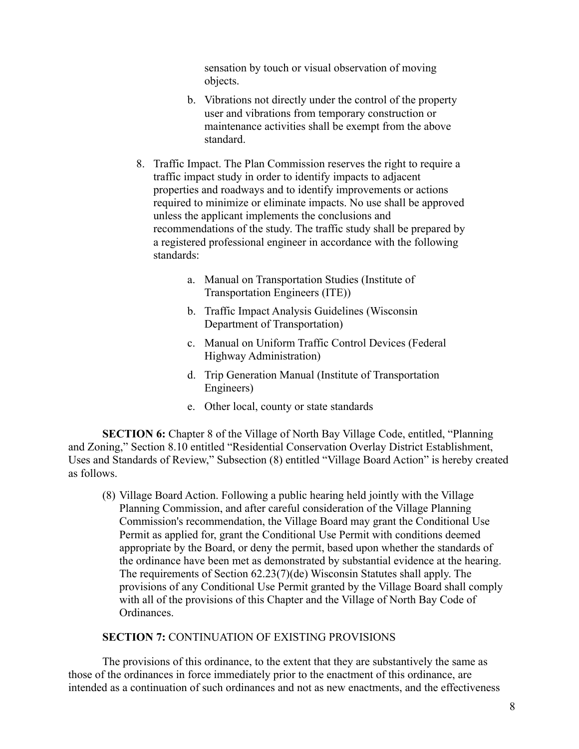sensation by touch or visual observation of moving objects.

b. Vibrations not directly under the control of the property user and vibrations from temporary construction or maintenance activities shall be exempt from the above standard.

8. Traffic Impact. The Plan Commission reserves the right to require a traffic impact study in order to identify impacts to adjacent properties and roadways and to identify improvements or actions required to minimize or eliminate impacts. No use shall be approved unless the applicant implements the conclusions and recommendations of the study. The traffic study shall be prepared by a registered professional engineer in accordance with the following standards:

   a. Manual on Transportation Studies (Institute of Transportation Engineers (ITE))
   b. Traffic Impact Analysis Guidelines (Wisconsin Department of Transportation)
   c. Manual on Uniform Traffic Control Devices (Federal Highway Administration)
   d. Trip Generation Manual (Institute of Transportation Engineers)
   e. Other local, county or state standards

**SECTION 6:** Chapter 8 of the Village of North Bay Village Code, entitled, "Planning and Zoning," Section 8.10 entitled "Residential Conservation Overlay District Establishment, Uses and Standards of Review," Subsection (8) entitled "Village Board Action" is hereby created as follows.

(8) Village Board Action. Following a public hearing held jointly with the Village Planning Commission, and after careful consideration of the Village Planning Commission's recommendation, the Village Board may grant the Conditional Use Permit as applied for, grant the Conditional Use Permit with conditions deemed appropriate by the Board, or deny the permit, based upon whether the standards of the ordinance have been met as demonstrated by substantial evidence at the hearing. The requirements of Section 62.23(7)(de) Wisconsin Statutes shall apply. The provisions of any Conditional Use Permit granted by the Village Board shall comply with all of the provisions of this Chapter and the Village of North Bay Code of Ordinances.

**SECTION 7:** CONTINUATION OF EXISTING PROVISIONS

The provisions of this ordinance, to the extent that they are substantively the same as those of the ordinances in force immediately prior to the enactment of this ordinance, are intended as a continuation of such ordinances and not as new enactments, and the effectiveness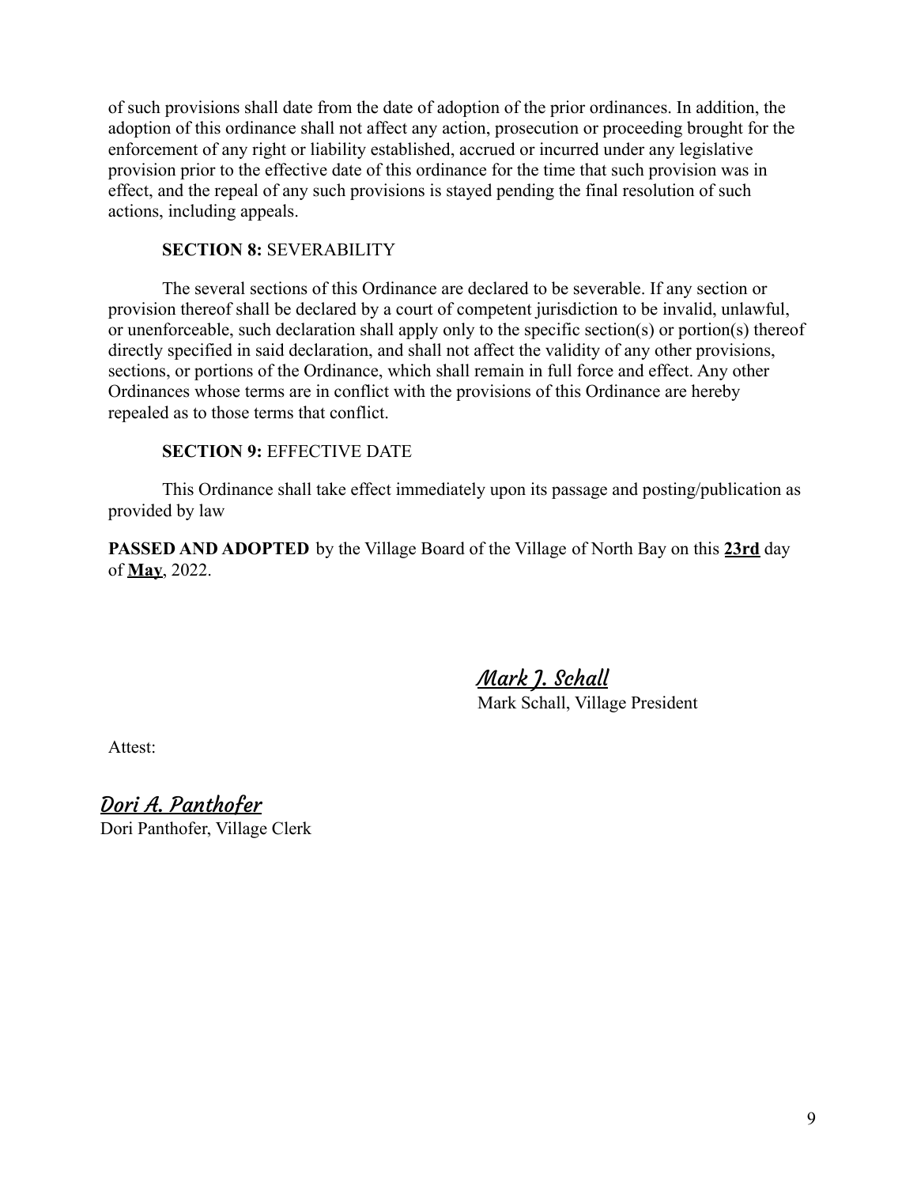of such provisions shall date from the date of adoption of the prior ordinances. In addition, the adoption of this ordinance shall not affect any action, prosecution or proceeding brought for the enforcement of any right or liability established, accrued or incurred under any legislative provision prior to the effective date of this ordinance for the time that such provision was in effect, and the repeal of any such provisions is stayed pending the final resolution of such actions, including appeals.

**SECTION 8:** SEVERABILITY

The several sections of this Ordinance are declared to be severable. If any section or provision thereof shall be declared by a court of competent jurisdiction to be invalid, unlawful, or unenforceable, such declaration shall apply only to the specific section(s) or portion(s) thereof directly specified in said declaration, and shall not affect the validity of any other provisions, sections, or portions of the Ordinance, which shall remain in full force and effect. Any other Ordinances whose terms are in conflict with the provisions of this Ordinance are hereby repealed as to those terms that conflict.

**SECTION 9:** EFFECTIVE DATE

This Ordinance shall take effect immediately upon its passage and posting/publication as provided by law

**PASSED AND ADOPTED** by the Village Board of the Village of North Bay on this **23rd** day of **May**, 2022.

*Mark J. Schall*
Mark Schall, Village President

Attest:

*Dori A. Panthofer*
Dori Panthofer, Village Clerk